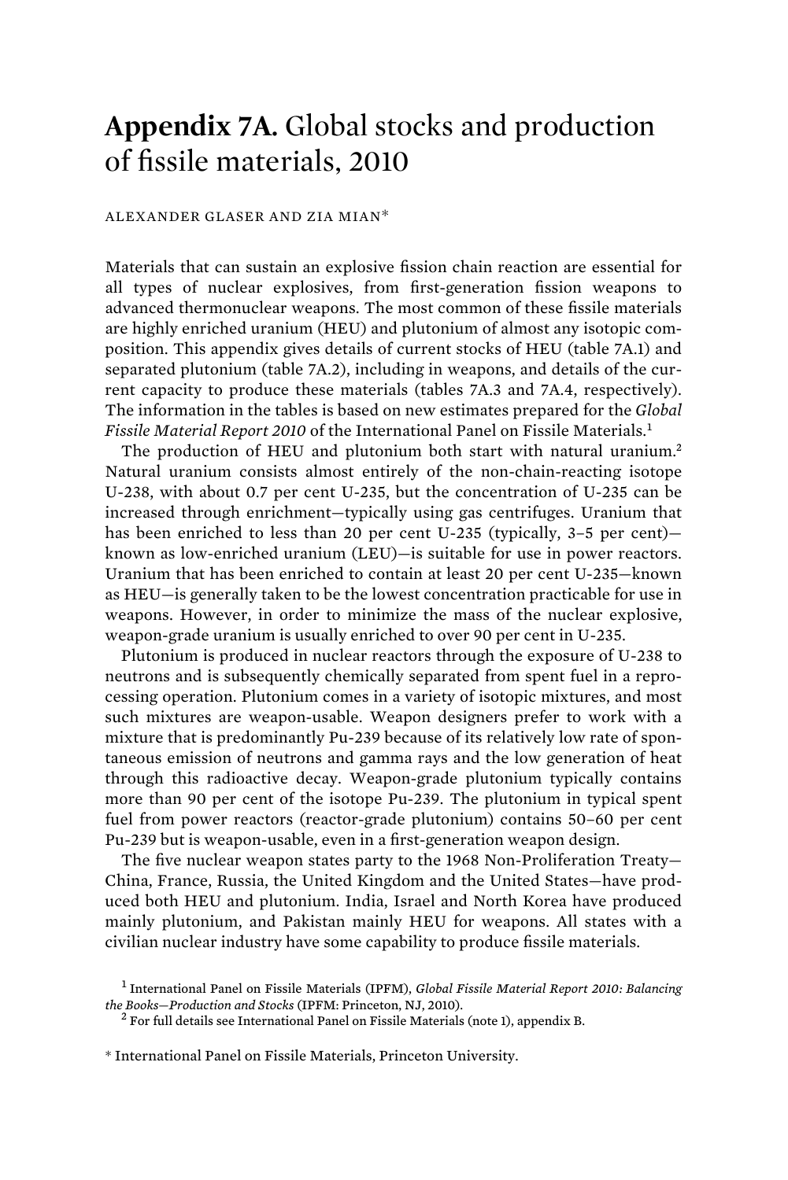# **Appendix 7A.** Global stocks and production of fissile materials, 2010

ALEXANDER GLASER AND ZIA MIAN*

Materials that can sustain an explosive fission chain reaction are essential for all types of nuclear explosives, from first-generation fission weapons to advanced thermonuclear weapons. The most common of these fissile materials are highly enriched uranium (HEU) and plutonium of almost any isotopic composition. This appendix gives details of current stocks of HEU (table 7A.1) and separated plutonium (table 7A.2), including in weapons, and details of the current capacity to produce these materials (tables 7A.3 and 7A.4, respectively). The information in the tables is based on new estimates prepared for the *Global Fissile Material Report 2010* of the International Panel on Fissile Materials.[1]

The production of HEU and plutonium both start with natural uranium.[2] Natural uranium consists almost entirely of the non-chain-reacting isotope U-238, with about 0.7 per cent U-235, but the concentration of U-235 can be increased through enrichment—typically using gas centrifuges. Uranium that has been enriched to less than 20 per cent U-235 (typically, 3–5 per cent)—known as low-enriched uranium (LEU)—is suitable for use in power reactors. Uranium that has been enriched to contain at least 20 per cent U-235—known as HEU—is generally taken to be the lowest concentration practicable for use in weapons. However, in order to minimize the mass of the nuclear explosive, weapon-grade uranium is usually enriched to over 90 per cent in U-235.

Plutonium is produced in nuclear reactors through the exposure of U-238 to neutrons and is subsequently chemically separated from spent fuel in a reprocessing operation. Plutonium comes in a variety of isotopic mixtures, and most such mixtures are weapon-usable. Weapon designers prefer to work with a mixture that is predominantly Pu-239 because of its relatively low rate of spontaneous emission of neutrons and gamma rays and the low generation of heat through this radioactive decay. Weapon-grade plutonium typically contains more than 90 per cent of the isotope Pu-239. The plutonium in typical spent fuel from power reactors (reactor-grade plutonium) contains 50–60 per cent Pu-239 but is weapon-usable, even in a first-generation weapon design.

The five nuclear weapon states party to the 1968 Non-Proliferation Treaty—China, France, Russia, the United Kingdom and the United States—have produced both HEU and plutonium. India, Israel and North Korea have produced mainly plutonium, and Pakistan mainly HEU for weapons. All states with a civilian nuclear industry have some capability to produce fissile materials.

[1] International Panel on Fissile Materials (IPFM), *Global Fissile Material Report 2010: Balancing the Books—Production and Stocks* (IPFM: Princeton, NJ, 2010).

[2] For full details see International Panel on Fissile Materials (note 1), appendix B.

* International Panel on Fissile Materials, Princeton University.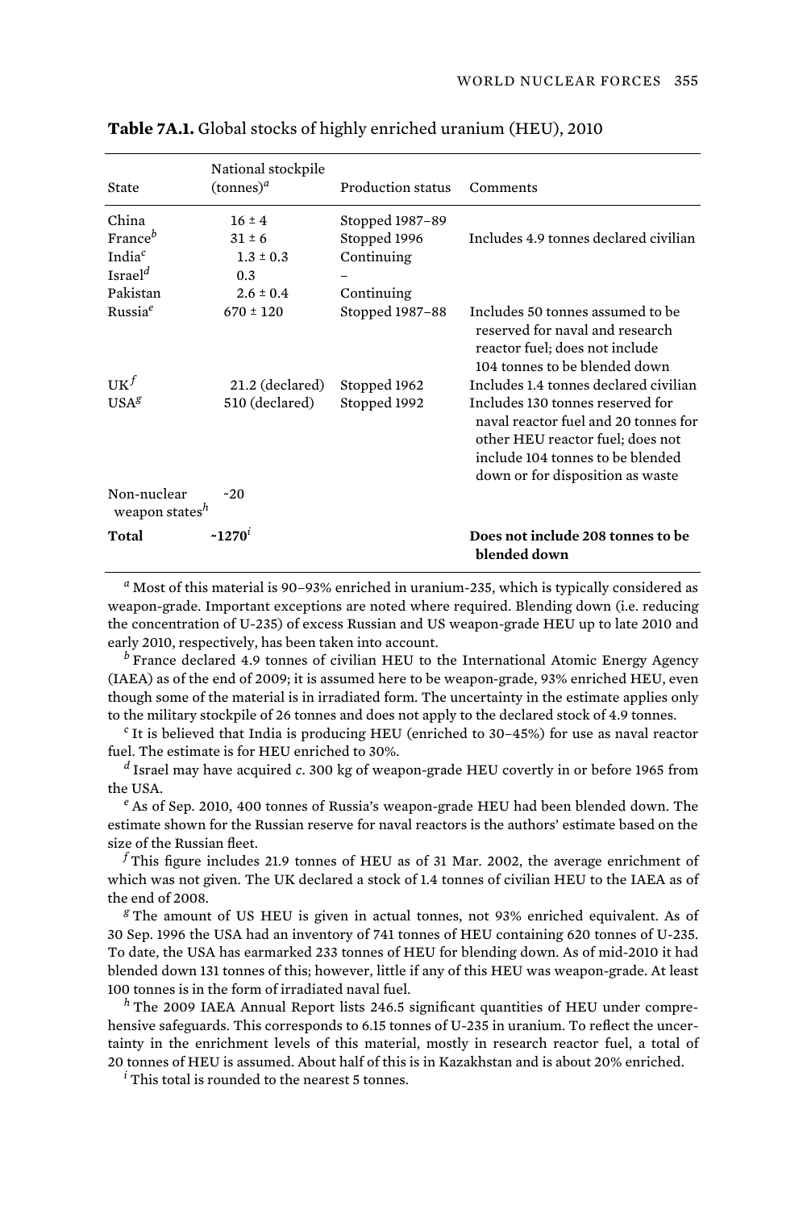**Table 7A.1.** Global stocks of highly enriched uranium (HEU), 2010

| State | National stockpile (tonnes)[a] | Production status | Comments |
|---|---|---|---|
| China | 16 ± 4 | Stopped 1987–89 | |
| France[b] | 31 ± 6 | Stopped 1996 | Includes 4.9 tonnes declared civilian |
| India[c] | 1.3 ± 0.3 | Continuing | |
| Israel[d] | 0.3 | – | |
| Pakistan | 2.6 ± 0.4 | Continuing | |
| Russia[e] | 670 ± 120 | Stopped 1987–88 | Includes 50 tonnes assumed to be reserved for naval and research reactor fuel; does not include 104 tonnes to be blended down |
| UK[f] | 21.2 (declared) | Stopped 1962 | Includes 1.4 tonnes declared civilian |
| USA[g] | 510 (declared) | Stopped 1992 | Includes 130 tonnes reserved for naval reactor fuel and 20 tonnes for other HEU reactor fuel; does not include 104 tonnes to be blended down or for disposition as waste |
| Non-nuclear weapon states[h] | ~20 | | |
| **Total** | **~1270**[i] | | **Does not include 208 tonnes to be blended down** |

[a] Most of this material is 90–93% enriched in uranium-235, which is typically considered as weapon-grade. Important exceptions are noted where required. Blending down (i.e. reducing the concentration of U-235) of excess Russian and US weapon-grade HEU up to late 2010 and early 2010, respectively, has been taken into account.

[b] France declared 4.9 tonnes of civilian HEU to the International Atomic Energy Agency (IAEA) as of the end of 2009; it is assumed here to be weapon-grade, 93% enriched HEU, even though some of the material is in irradiated form. The uncertainty in the estimate applies only to the military stockpile of 26 tonnes and does not apply to the declared stock of 4.9 tonnes.

[c] It is believed that India is producing HEU (enriched to 30–45%) for use as naval reactor fuel. The estimate is for HEU enriched to 30%.

[d] Israel may have acquired *c.* 300 kg of weapon-grade HEU covertly in or before 1965 from the USA.

[e] As of Sep. 2010, 400 tonnes of Russia's weapon-grade HEU had been blended down. The estimate shown for the Russian reserve for naval reactors is the authors' estimate based on the size of the Russian fleet.

[f] This figure includes 21.9 tonnes of HEU as of 31 Mar. 2002, the average enrichment of which was not given. The UK declared a stock of 1.4 tonnes of civilian HEU to the IAEA as of the end of 2008.

[g] The amount of US HEU is given in actual tonnes, not 93% enriched equivalent. As of 30 Sep. 1996 the USA had an inventory of 741 tonnes of HEU containing 620 tonnes of U-235. To date, the USA has earmarked 233 tonnes of HEU for blending down. As of mid-2010 it had blended down 131 tonnes of this; however, little if any of this HEU was weapon-grade. At least 100 tonnes is in the form of irradiated naval fuel.

[h] The 2009 IAEA Annual Report lists 246.5 significant quantities of HEU under comprehensive safeguards. This corresponds to 6.15 tonnes of U-235 in uranium. To reflect the uncertainty in the enrichment levels of this material, mostly in research reactor fuel, a total of 20 tonnes of HEU is assumed. About half of this is in Kazakhstan and is about 20% enriched.

[i] This total is rounded to the nearest 5 tonnes.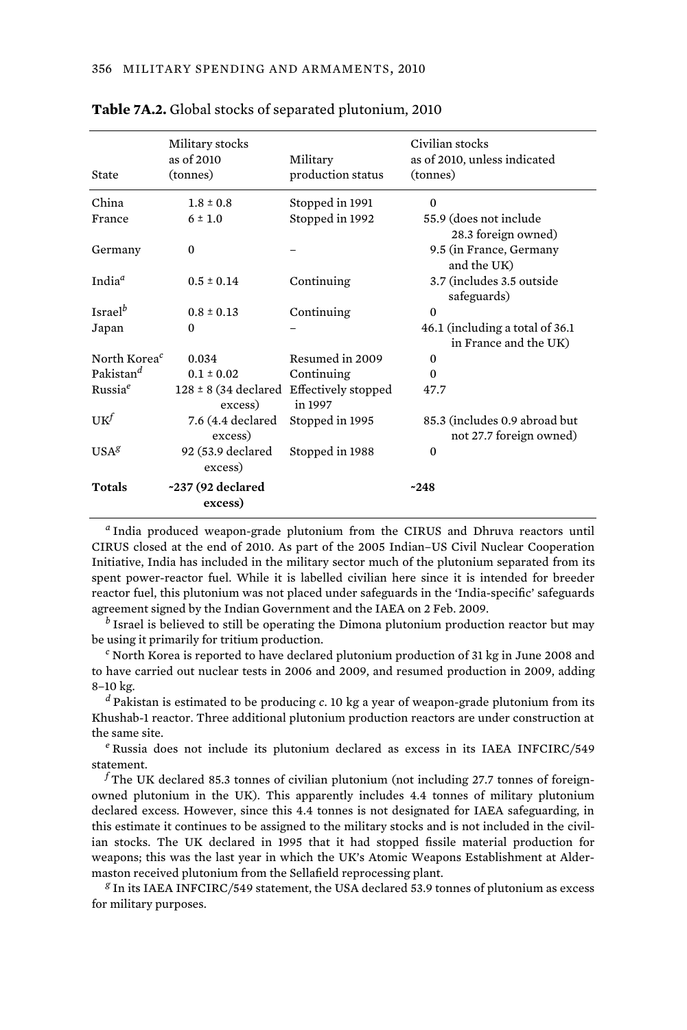**Table 7A.2.** Global stocks of separated plutonium, 2010

| State | Military stocks as of 2010 (tonnes) | Military production status | Civilian stocks as of 2010, unless indicated (tonnes) |
|---|---|---|---|
| China | 1.8 ± 0.8 | Stopped in 1991 | 0 |
| France | 6 ± 1.0 | Stopped in 1992 | 55.9 (does not include 28.3 foreign owned) |
| Germany | 0 | – | 9.5 (in France, Germany and the UK) |
| India[a] | 0.5 ± 0.14 | Continuing | 3.7 (includes 3.5 outside safeguards) |
| Israel[b] | 0.8 ± 0.13 | Continuing | 0 |
| Japan | 0 | – | 46.1 (including a total of 36.1 in France and the UK) |
| North Korea[c] | 0.034 | Resumed in 2009 | 0 |
| Pakistan[d] | 0.1 ± 0.02 | Continuing | 0 |
| Russia[e] | 128 ± 8 (34 declared excess) | Effectively stopped in 1997 | 47.7 |
| UK[f] | 7.6 (4.4 declared excess) | Stopped in 1995 | 85.3 (includes 0.9 abroad but not 27.7 foreign owned) |
| USA[g] | 92 (53.9 declared excess) | Stopped in 1988 | 0 |
| **Totals** | **~237 (92 declared excess)** | | **~248** |

[a] India produced weapon-grade plutonium from the CIRUS and Dhruva reactors until CIRUS closed at the end of 2010. As part of the 2005 Indian–US Civil Nuclear Cooperation Initiative, India has included in the military sector much of the plutonium separated from its spent power-reactor fuel. While it is labelled civilian here since it is intended for breeder reactor fuel, this plutonium was not placed under safeguards in the 'India-specific' safeguards agreement signed by the Indian Government and the IAEA on 2 Feb. 2009.

[b] Israel is believed to still be operating the Dimona plutonium production reactor but may be using it primarily for tritium production.

[c] North Korea is reported to have declared plutonium production of 31 kg in June 2008 and to have carried out nuclear tests in 2006 and 2009, and resumed production in 2009, adding 8–10 kg.

[d] Pakistan is estimated to be producing *c.* 10 kg a year of weapon-grade plutonium from its Khushab-1 reactor. Three additional plutonium production reactors are under construction at the same site.

[e] Russia does not include its plutonium declared as excess in its IAEA INFCIRC/549 statement.

[f] The UK declared 85.3 tonnes of civilian plutonium (not including 27.7 tonnes of foreign-owned plutonium in the UK). This apparently includes 4.4 tonnes of military plutonium declared excess. However, since this 4.4 tonnes is not designated for IAEA safeguarding, in this estimate it continues to be assigned to the military stocks and is not included in the civilian stocks. The UK declared in 1995 that it had stopped fissile material production for weapons; this was the last year in which the UK's Atomic Weapons Establishment at Aldermaston received plutonium from the Sellafield reprocessing plant.

[g] In its IAEA INFCIRC/549 statement, the USA declared 53.9 tonnes of plutonium as excess for military purposes.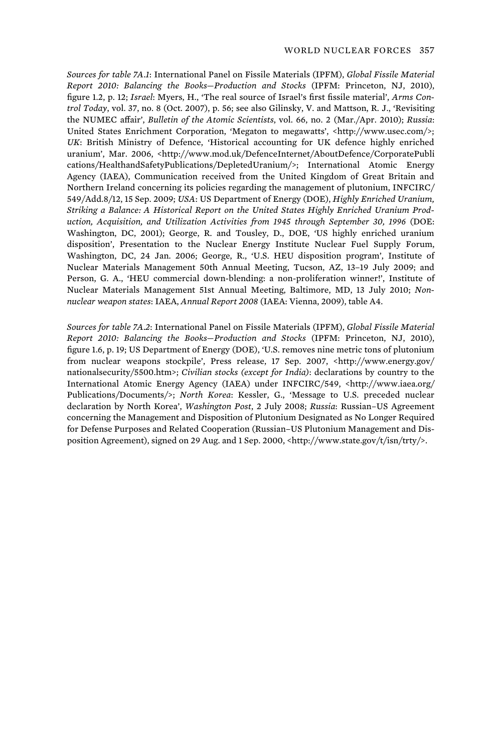*Sources for table 7A.1*: International Panel on Fissile Materials (IPFM), *Global Fissile Material Report 2010: Balancing the Books—Production and Stocks* (IPFM: Princeton, NJ, 2010), figure 1.2, p. 12; *Israel*: Myers, H., 'The real source of Israel's first fissile material', *Arms Control Today*, vol. 37, no. 8 (Oct. 2007), p. 56; see also Gilinsky, V. and Mattson, R. J., 'Revisiting the NUMEC affair', *Bulletin of the Atomic Scientists*, vol. 66, no. 2 (Mar./Apr. 2010); *Russia*: United States Enrichment Corporation, 'Megaton to megawatts', <http://www.usec.com/>; *UK*: British Ministry of Defence, 'Historical accounting for UK defence highly enriched uranium', Mar. 2006, <http://www.mod.uk/DefenceInternet/AboutDefence/CorporatePublications/HealthandSafetyPublications/DepletedUranium/>; International Atomic Energy Agency (IAEA), Communication received from the United Kingdom of Great Britain and Northern Ireland concerning its policies regarding the management of plutonium, INFCIRC/549/Add.8/12, 15 Sep. 2009; *USA*: US Department of Energy (DOE), *Highly Enriched Uranium, Striking a Balance: A Historical Report on the United States Highly Enriched Uranium Production, Acquisition, and Utilization Activities from 1945 through September 30, 1996* (DOE: Washington, DC, 2001); George, R. and Tousley, D., DOE, 'US highly enriched uranium disposition', Presentation to the Nuclear Energy Institute Nuclear Fuel Supply Forum, Washington, DC, 24 Jan. 2006; George, R., 'U.S. HEU disposition program', Institute of Nuclear Materials Management 50th Annual Meeting, Tucson, AZ, 13–19 July 2009; and Person, G. A., 'HEU commercial down-blending: a non-proliferation winner!', Institute of Nuclear Materials Management 51st Annual Meeting, Baltimore, MD, 13 July 2010; *Non-nuclear weapon states*: IAEA, *Annual Report 2008* (IAEA: Vienna, 2009), table A4.

*Sources for table 7A.2*: International Panel on Fissile Materials (IPFM), *Global Fissile Material Report 2010: Balancing the Books—Production and Stocks* (IPFM: Princeton, NJ, 2010), figure 1.6, p. 19; US Department of Energy (DOE), 'U.S. removes nine metric tons of plutonium from nuclear weapons stockpile', Press release, 17 Sep. 2007, <http://www.energy.gov/nationalsecurity/5500.htm>; *Civilian stocks (except for India)*: declarations by country to the International Atomic Energy Agency (IAEA) under INFCIRC/549, <http://www.iaea.org/Publications/Documents/>; *North Korea*: Kessler, G., 'Message to U.S. preceded nuclear declaration by North Korea', *Washington Post*, 2 July 2008; *Russia*: Russian–US Agreement concerning the Management and Disposition of Plutonium Designated as No Longer Required for Defense Purposes and Related Cooperation (Russian–US Plutonium Management and Disposition Agreement), signed on 29 Aug. and 1 Sep. 2000, <http://www.state.gov/t/isn/trty/>.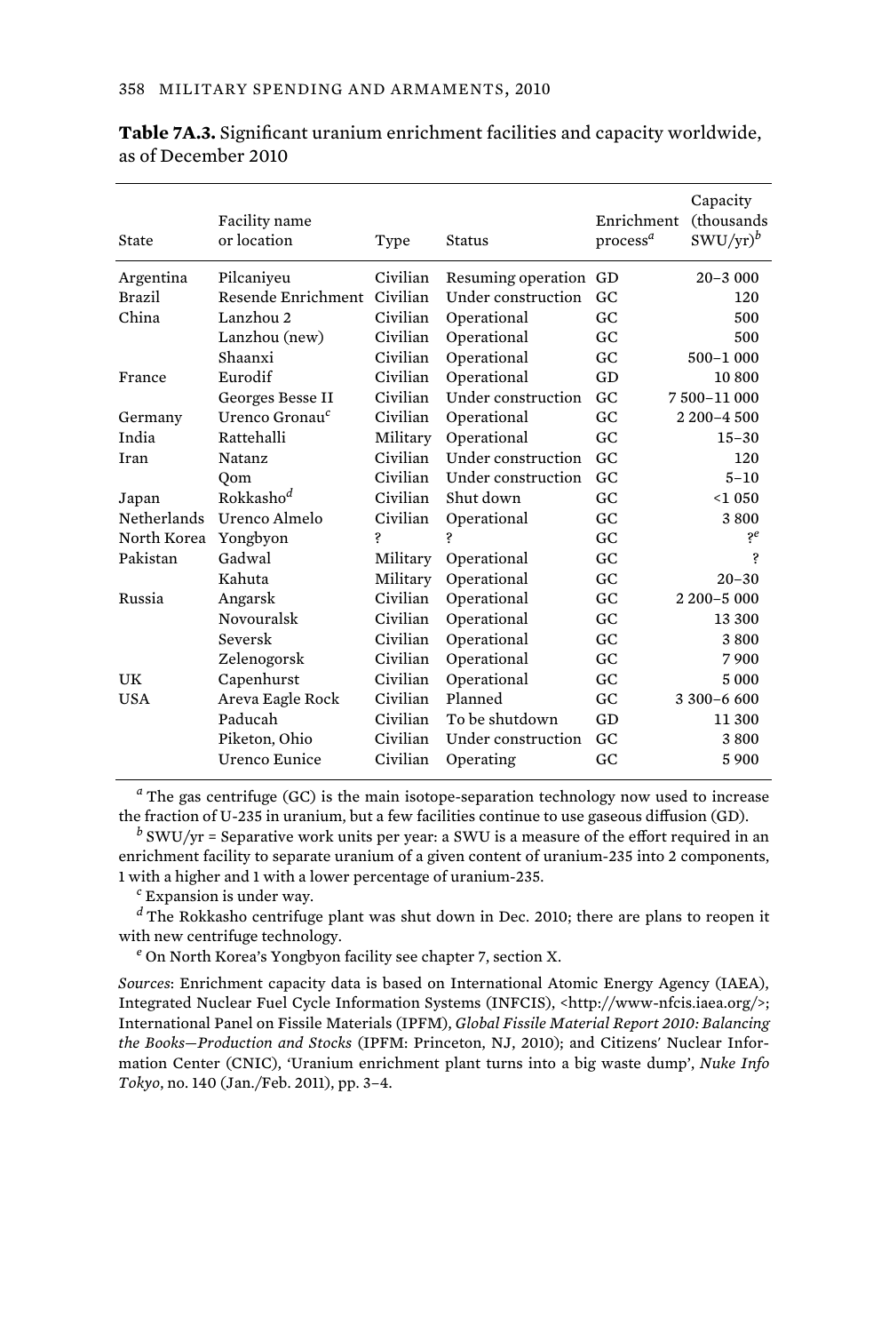**Table 7A.3.** Significant uranium enrichment facilities and capacity worldwide, as of December 2010

| State | Facility name or location | Type | Status | Enrichment process[a] | Capacity (thousands SWU/yr)[b] |
|---|---|---|---|---|---|
| Argentina | Pilcaniyeu | Civilian | Resuming operation | GD | 20–3 000 |
| Brazil | Resende Enrichment | Civilian | Under construction | GC | 120 |
| China | Lanzhou 2 | Civilian | Operational | GC | 500 |
| | Lanzhou (new) | Civilian | Operational | GC | 500 |
| | Shaanxi | Civilian | Operational | GC | 500–1 000 |
| France | Eurodif | Civilian | Operational | GD | 10 800 |
| | Georges Besse II | Civilian | Under construction | GC | 7 500–11 000 |
| Germany | Urenco Gronau[c] | Civilian | Operational | GC | 2 200–4 500 |
| India | Rattehalli | Military | Operational | GC | 15–30 |
| Iran | Natanz | Civilian | Under construction | GC | 120 |
| | Qom | Civilian | Under construction | GC | 5–10 |
| Japan | Rokkasho[d] | Civilian | Shut down | GC | <1 050 |
| Netherlands | Urenco Almelo | Civilian | Operational | GC | 3 800 |
| North Korea | Yongbyon | ? | ? | GC | ?[e] |
| Pakistan | Gadwal | Military | Operational | GC | ? |
| | Kahuta | Military | Operational | GC | 20–30 |
| Russia | Angarsk | Civilian | Operational | GC | 2 200–5 000 |
| | Novouralsk | Civilian | Operational | GC | 13 300 |
| | Seversk | Civilian | Operational | GC | 3 800 |
| | Zelenogorsk | Civilian | Operational | GC | 7 900 |
| UK | Capenhurst | Civilian | Operational | GC | 5 000 |
| USA | Areva Eagle Rock | Civilian | Planned | GC | 3 300–6 600 |
| | Paducah | Civilian | To be shutdown | GD | 11 300 |
| | Piketon, Ohio | Civilian | Under construction | GC | 3 800 |
| | Urenco Eunice | Civilian | Operating | GC | 5 900 |

[a] The gas centrifuge (GC) is the main isotope-separation technology now used to increase the fraction of U-235 in uranium, but a few facilities continue to use gaseous diffusion (GD).

[b] SWU/yr = Separative work units per year: a SWU is a measure of the effort required in an enrichment facility to separate uranium of a given content of uranium-235 into 2 components, 1 with a higher and 1 with a lower percentage of uranium-235.

[c] Expansion is under way.

[d] The Rokkasho centrifuge plant was shut down in Dec. 2010; there are plans to reopen it with new centrifuge technology.

[e] On North Korea's Yongbyon facility see chapter 7, section X.

*Sources*: Enrichment capacity data is based on International Atomic Energy Agency (IAEA), Integrated Nuclear Fuel Cycle Information Systems (INFCIS), <http://www-nfcis.iaea.org/>; International Panel on Fissile Materials (IPFM), *Global Fissile Material Report 2010: Balancing the Books—Production and Stocks* (IPFM: Princeton, NJ, 2010); and Citizens' Nuclear Information Center (CNIC), 'Uranium enrichment plant turns into a big waste dump', *Nuke Info Tokyo*, no. 140 (Jan./Feb. 2011), pp. 3–4.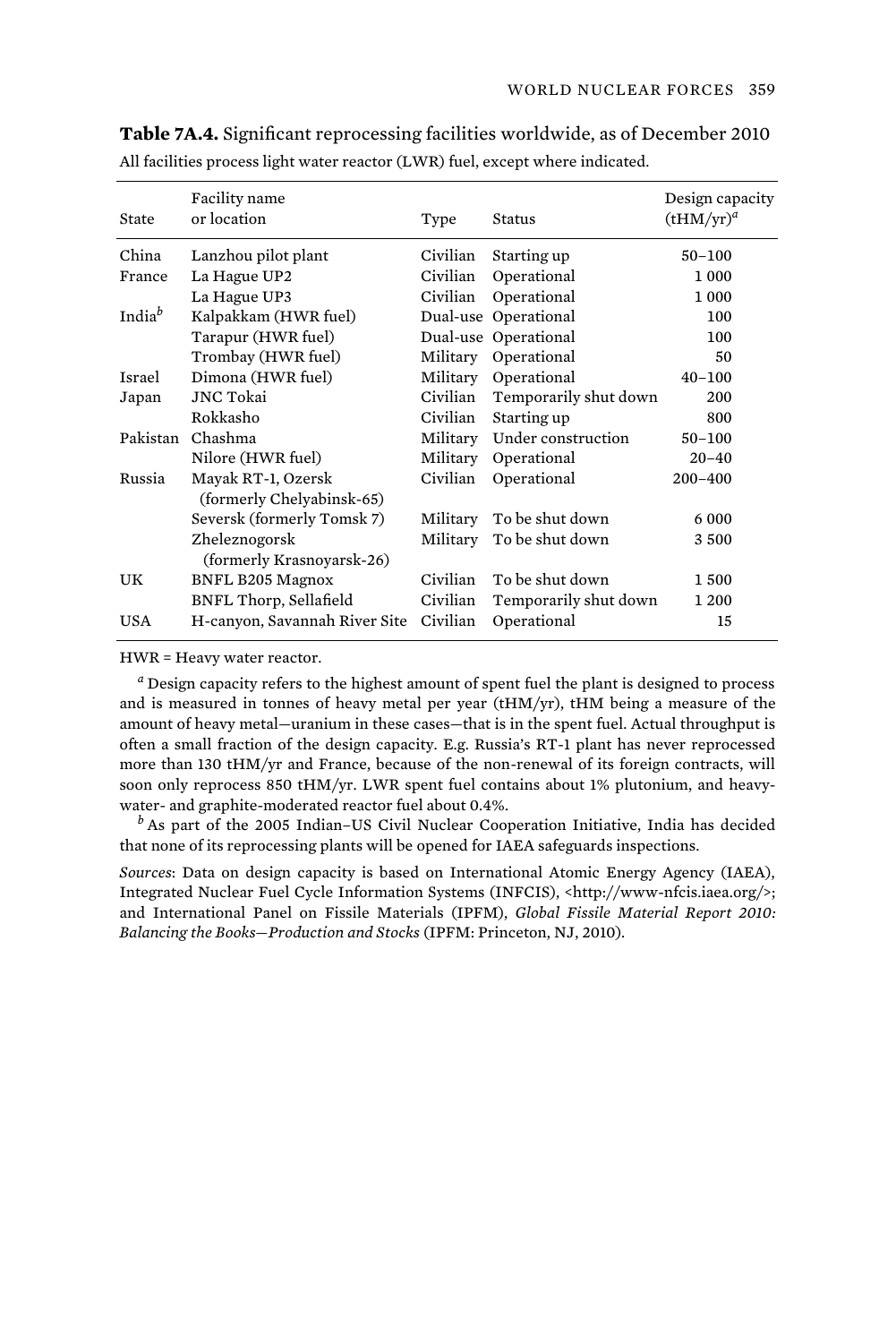**Table 7A.4.** Significant reprocessing facilities worldwide, as of December 2010

All facilities process light water reactor (LWR) fuel, except where indicated.

| State | Facility name or location | Type | Status | Design capacity (tHM/yr)[a] |
|---|---|---|---|---|
| China | Lanzhou pilot plant | Civilian | Starting up | 50–100 |
| France | La Hague UP2 | Civilian | Operational | 1 000 |
| | La Hague UP3 | Civilian | Operational | 1 000 |
| India[b] | Kalpakkam (HWR fuel) | Dual-use | Operational | 100 |
| | Tarapur (HWR fuel) | Dual-use | Operational | 100 |
| | Trombay (HWR fuel) | Military | Operational | 50 |
| Israel | Dimona (HWR fuel) | Military | Operational | 40–100 |
| Japan | JNC Tokai | Civilian | Temporarily shut down | 200 |
| | Rokkasho | Civilian | Starting up | 800 |
| Pakistan | Chashma | Military | Under construction | 50–100 |
| | Nilore (HWR fuel) | Military | Operational | 20–40 |
| Russia | Mayak RT-1, Ozersk (formerly Chelyabinsk-65) | Civilian | Operational | 200–400 |
| | Seversk (formerly Tomsk 7) | Military | To be shut down | 6 000 |
| | Zheleznogorsk (formerly Krasnoyarsk-26) | Military | To be shut down | 3 500 |
| UK | BNFL B205 Magnox | Civilian | To be shut down | 1 500 |
| | BNFL Thorp, Sellafield | Civilian | Temporarily shut down | 1 200 |
| USA | H-canyon, Savannah River Site | Civilian | Operational | 15 |

HWR = Heavy water reactor.

[a] Design capacity refers to the highest amount of spent fuel the plant is designed to process and is measured in tonnes of heavy metal per year (tHM/yr), tHM being a measure of the amount of heavy metal—uranium in these cases—that is in the spent fuel. Actual throughput is often a small fraction of the design capacity. E.g. Russia's RT-1 plant has never reprocessed more than 130 tHM/yr and France, because of the non-renewal of its foreign contracts, will soon only reprocess 850 tHM/yr. LWR spent fuel contains about 1% plutonium, and heavy-water- and graphite-moderated reactor fuel about 0.4%.

[b] As part of the 2005 Indian–US Civil Nuclear Cooperation Initiative, India has decided that none of its reprocessing plants will be opened for IAEA safeguards inspections.

*Sources*: Data on design capacity is based on International Atomic Energy Agency (IAEA), Integrated Nuclear Fuel Cycle Information Systems (INFCIS), <http://www-nfcis.iaea.org/>; and International Panel on Fissile Materials (IPFM), *Global Fissile Material Report 2010: Balancing the Books—Production and Stocks* (IPFM: Princeton, NJ, 2010).